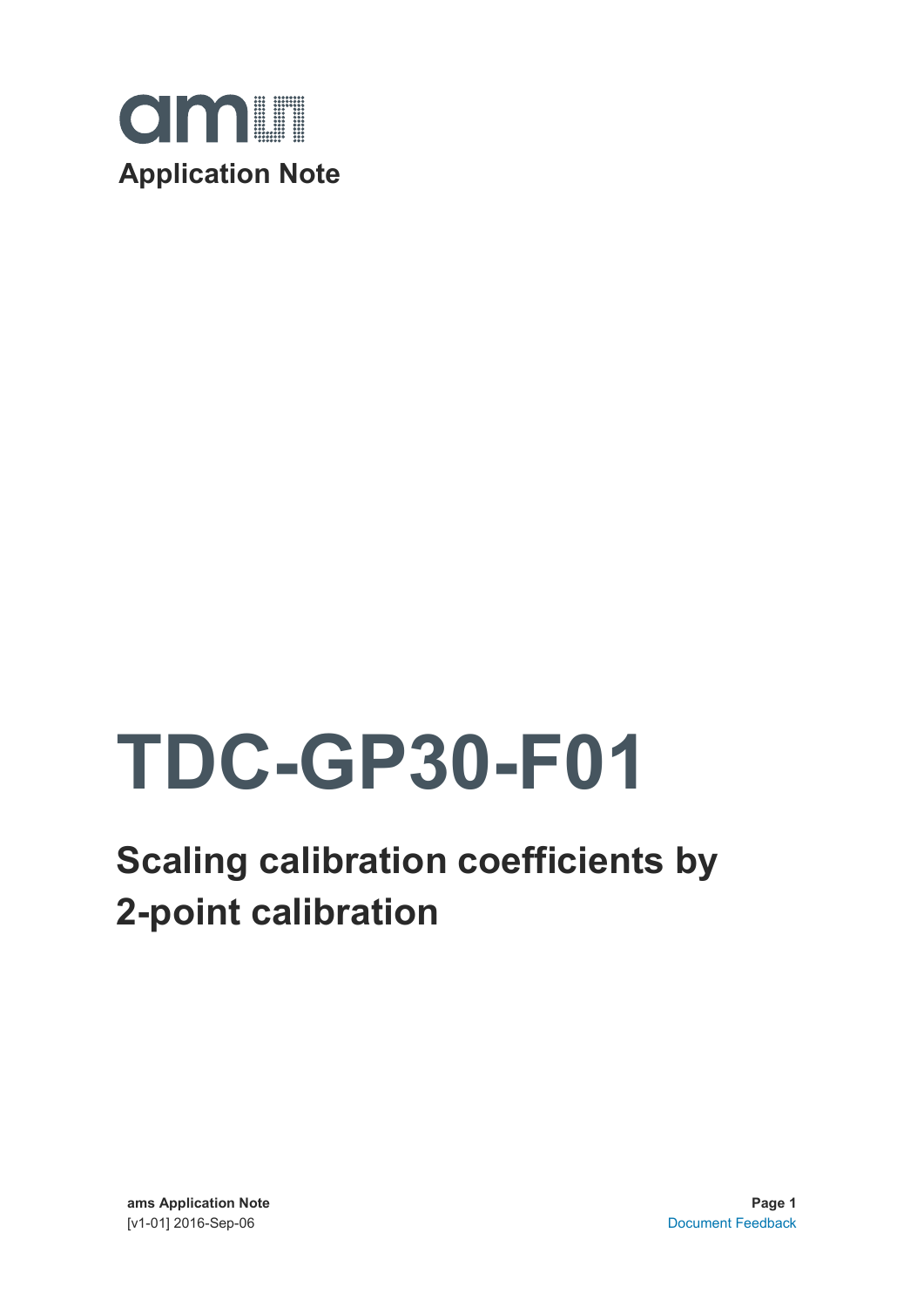**Application Note**

# TDC-GP30-F01

## Scaling calibration coefficients by 2-point calibration

**ams Application Note**
[v1-01] 2016-Sep-06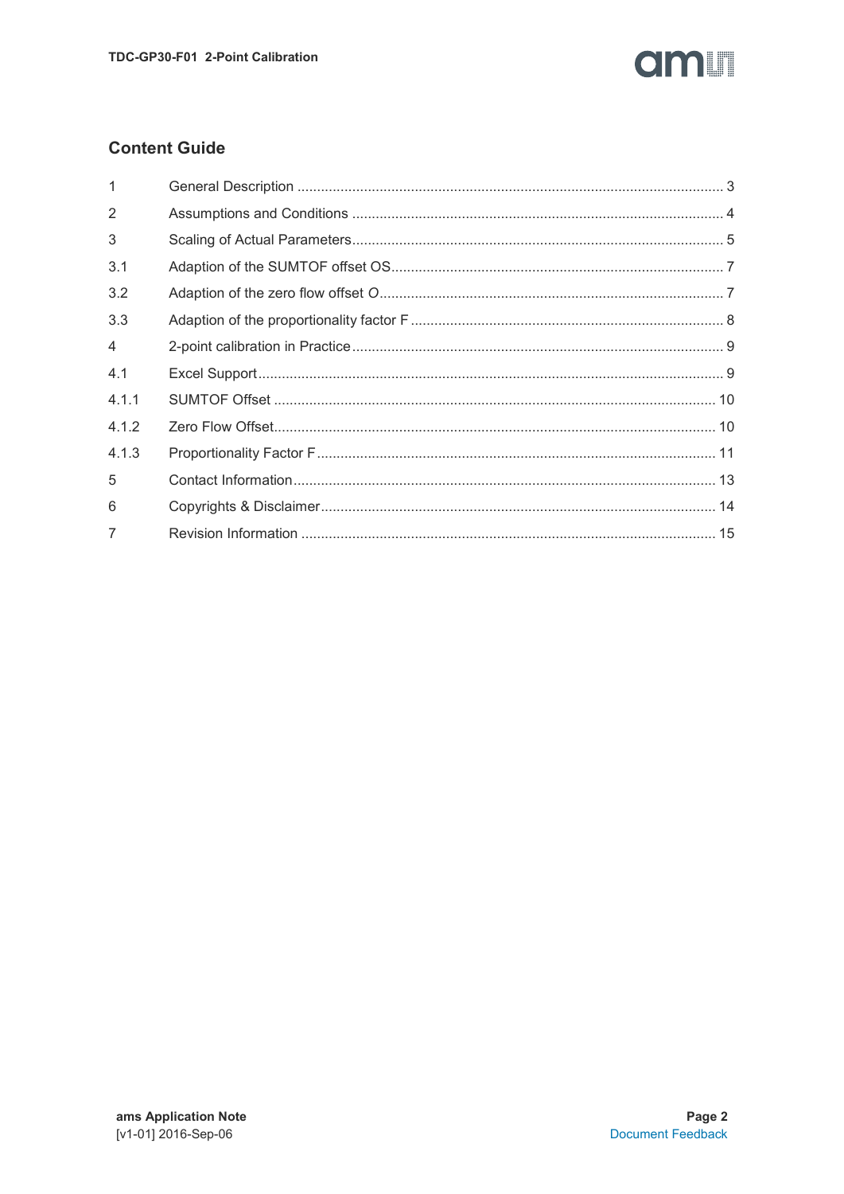## Content Guide

| | | |
|---|---|---|
| 1 | General Description | 3 |
| 2 | Assumptions and Conditions | 4 |
| 3 | Scaling of Actual Parameters | 5 |
| 3.1 | Adaption of the SUMTOF offset OS | 7 |
| 3.2 | Adaption of the zero flow offset *O* | 7 |
| 3.3 | Adaption of the proportionality factor F | 8 |
| 4 | 2-point calibration in Practice | 9 |
| 4.1 | Excel Support | 9 |
| 4.1.1 | SUMTOF Offset | 10 |
| 4.1.2 | Zero Flow Offset | 10 |
| 4.1.3 | Proportionality Factor F | 11 |
| 5 | Contact Information | 13 |
| 6 | Copyrights & Disclaimer | 14 |
| 7 | Revision Information | 15 |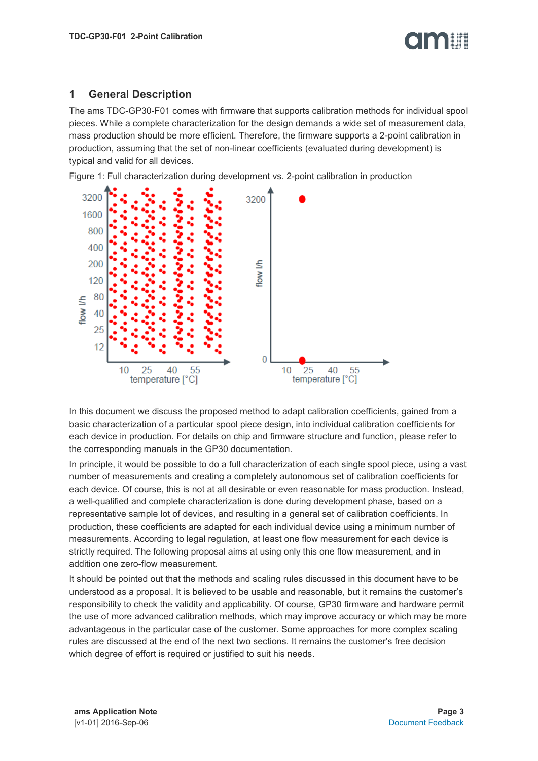# 1 General Description

The ams TDC-GP30-F01 comes with firmware that supports calibration methods for individual spool pieces. While a complete characterization for the design demands a wide set of measurement data, mass production should be more efficient. Therefore, the firmware supports a 2-point calibration in production, assuming that the set of non-linear coefficients (evaluated during development) is typical and valid for all devices.

Figure 1: Full characterization during development vs. 2-point calibration in production

In this document we discuss the proposed method to adapt calibration coefficients, gained from a basic characterization of a particular spool piece design, into individual calibration coefficients for each device in production. For details on chip and firmware structure and function, please refer to the corresponding manuals in the GP30 documentation.

In principle, it would be possible to do a full characterization of each single spool piece, using a vast number of measurements and creating a completely autonomous set of calibration coefficients for each device. Of course, this is not at all desirable or even reasonable for mass production. Instead, a well-qualified and complete characterization is done during development phase, based on a representative sample lot of devices, and resulting in a general set of calibration coefficients. In production, these coefficients are adapted for each individual device using a minimum number of measurements. According to legal regulation, at least one flow measurement for each device is strictly required. The following proposal aims at using only this one flow measurement, and in addition one zero-flow measurement.

It should be pointed out that the methods and scaling rules discussed in this document have to be understood as a proposal. It is believed to be usable and reasonable, but it remains the customer's responsibility to check the validity and applicability. Of course, GP30 firmware and hardware permit the use of more advanced calibration methods, which may improve accuracy or which may be more advantageous in the particular case of the customer. Some approaches for more complex scaling rules are discussed at the end of the next two sections. It remains the customer's free decision which degree of effort is required or justified to suit his needs.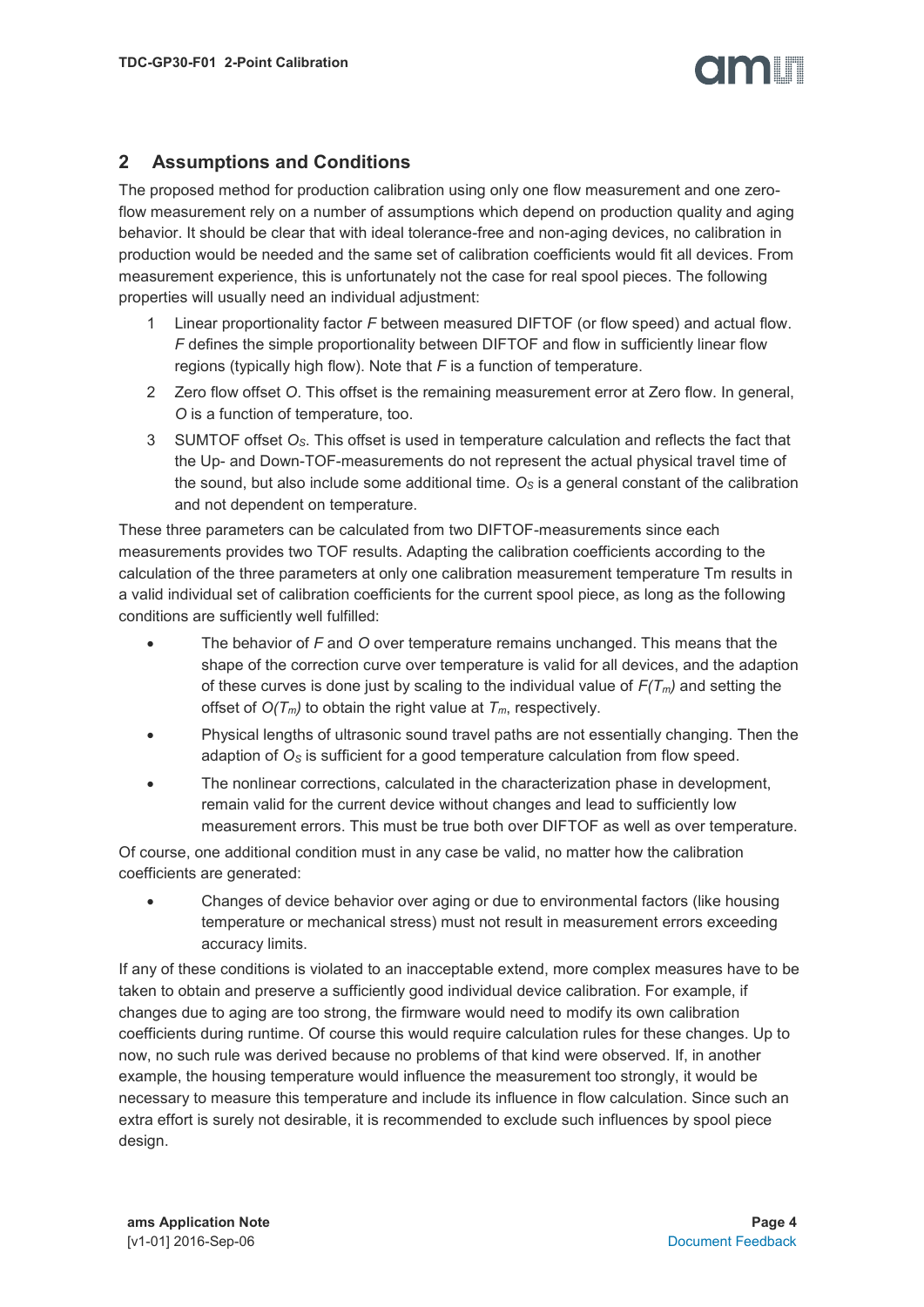## 2 Assumptions and Conditions

The proposed method for production calibration using only one flow measurement and one zero-flow measurement rely on a number of assumptions which depend on production quality and aging behavior. It should be clear that with ideal tolerance-free and non-aging devices, no calibration in production would be needed and the same set of calibration coefficients would fit all devices. From measurement experience, this is unfortunately not the case for real spool pieces. The following properties will usually need an individual adjustment:

1. Linear proportionality factor *F* between measured DIFTOF (or flow speed) and actual flow. *F* defines the simple proportionality between DIFTOF and flow in sufficiently linear flow regions (typically high flow). Note that *F* is a function of temperature.
2. Zero flow offset *O*. This offset is the remaining measurement error at Zero flow. In general, *O* is a function of temperature, too.
3. SUMTOF offset $O_S$. This offset is used in temperature calculation and reflects the fact that the Up- and Down-TOF-measurements do not represent the actual physical travel time of the sound, but also include some additional time. $O_S$ is a general constant of the calibration and not dependent on temperature.

These three parameters can be calculated from two DIFTOF-measurements since each measurements provides two TOF results. Adapting the calibration coefficients according to the calculation of the three parameters at only one calibration measurement temperature Tm results in a valid individual set of calibration coefficients for the current spool piece, as long as the following conditions are sufficiently well fulfilled:

- The behavior of *F* and *O* over temperature remains unchanged. This means that the shape of the correction curve over temperature is valid for all devices, and the adaption of these curves is done just by scaling to the individual value of $F(T_m)$ and setting the offset of $O(T_m)$ to obtain the right value at $T_m$, respectively.
- Physical lengths of ultrasonic sound travel paths are not essentially changing. Then the adaption of $O_S$ is sufficient for a good temperature calculation from flow speed.
- The nonlinear corrections, calculated in the characterization phase in development, remain valid for the current device without changes and lead to sufficiently low measurement errors. This must be true both over DIFTOF as well as over temperature.

Of course, one additional condition must in any case be valid, no matter how the calibration coefficients are generated:

- Changes of device behavior over aging or due to environmental factors (like housing temperature or mechanical stress) must not result in measurement errors exceeding accuracy limits.

If any of these conditions is violated to an inacceptable extend, more complex measures have to be taken to obtain and preserve a sufficiently good individual device calibration. For example, if changes due to aging are too strong, the firmware would need to modify its own calibration coefficients during runtime. Of course this would require calculation rules for these changes. Up to now, no such rule was derived because no problems of that kind were observed. If, in another example, the housing temperature would influence the measurement too strongly, it would be necessary to measure this temperature and include its influence in flow calculation. Since such an extra effort is surely not desirable, it is recommended to exclude such influences by spool piece design.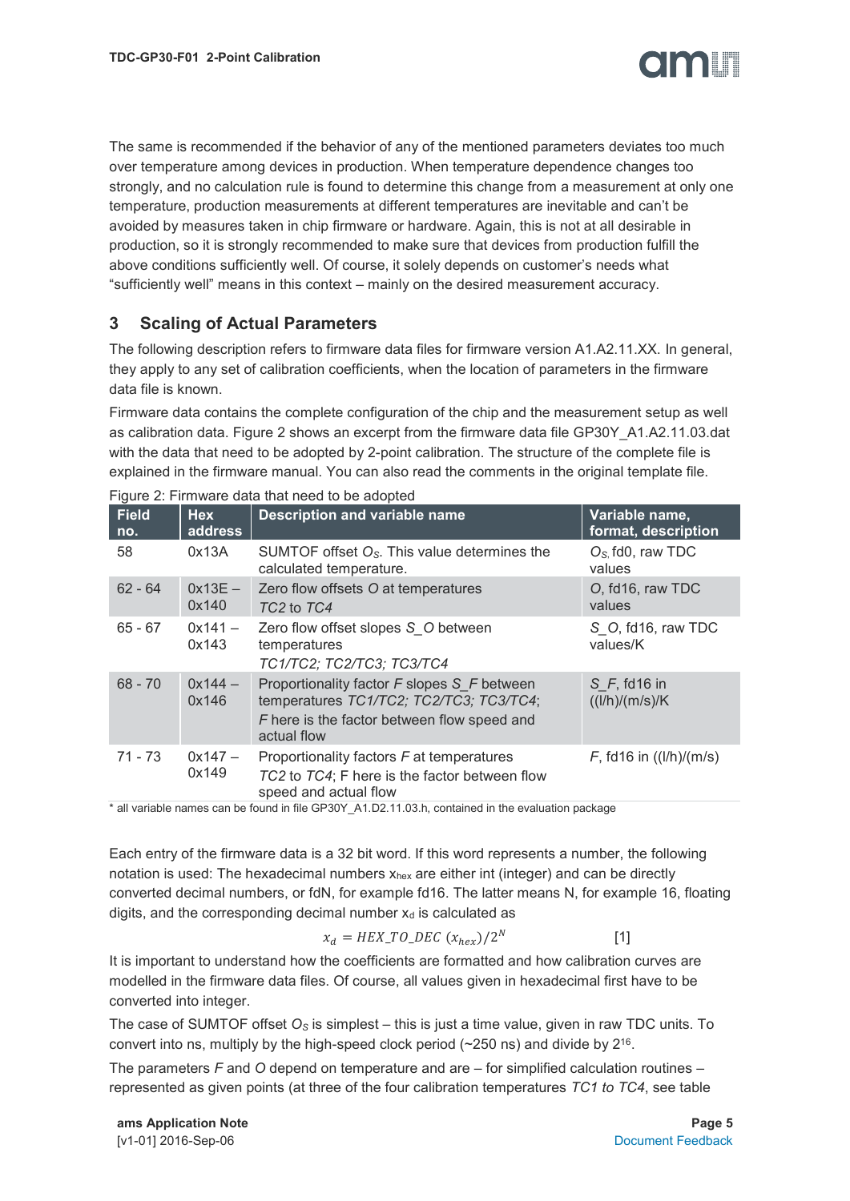The same is recommended if the behavior of any of the mentioned parameters deviates too much over temperature among devices in production. When temperature dependence changes too strongly, and no calculation rule is found to determine this change from a measurement at only one temperature, production measurements at different temperatures are inevitable and can't be avoided by measures taken in chip firmware or hardware. Again, this is not at all desirable in production, so it is strongly recommended to make sure that devices from production fulfill the above conditions sufficiently well. Of course, it solely depends on customer's needs what "sufficiently well" means in this context – mainly on the desired measurement accuracy.

## 3 Scaling of Actual Parameters

The following description refers to firmware data files for firmware version A1.A2.11.XX. In general, they apply to any set of calibration coefficients, when the location of parameters in the firmware data file is known.

Firmware data contains the complete configuration of the chip and the measurement setup as well as calibration data. Figure 2 shows an excerpt from the firmware data file GP30Y_A1.A2.11.03.dat with the data that need to be adopted by 2-point calibration. The structure of the complete file is explained in the firmware manual. You can also read the comments in the original template file.

Figure 2: Firmware data that need to be adopted

| Field no. | Hex address | Description and variable name | Variable name, format, description |
|---|---|---|---|
| 58 | 0x13A | SUMTOF offset $O_S$. This value determines the calculated temperature. | $O_S$, fd0, raw TDC values |
| 62 - 64 | 0x13E – 0x140 | Zero flow offsets *O* at temperatures *TC2* to *TC4* | *O*, fd16, raw TDC values |
| 65 - 67 | 0x141 – 0x143 | Zero flow offset slopes *S_O* between temperatures *TC1/TC2; TC2/TC3; TC3/TC4* | *S_O*, fd16, raw TDC values/K |
| 68 - 70 | 0x144 – 0x146 | Proportionality factor *F* slopes *S_F* between temperatures *TC1/TC2; TC2/TC3; TC3/TC4*; *F* here is the factor between flow speed and actual flow | *S_F*, fd16 in ((l/h)/(m/s))/K |
| 71 - 73 | 0x147 – 0x149 | Proportionality factors *F* at temperatures *TC2* to *TC4*; F here is the factor between flow speed and actual flow | *F*, fd16 in ((l/h)/(m/s)) |

\* all variable names can be found in file GP30Y_A1.D2.11.03.h, contained in the evaluation package

Each entry of the firmware data is a 32 bit word. If this word represents a number, the following notation is used: The hexadecimal numbers $x_{hex}$ are either int (integer) and can be directly converted decimal numbers, or fdN, for example fd16. The latter means N, for example 16, floating digits, and the corresponding decimal number $x_d$ is calculated as

$$x_d = HEX\_TO\_DEC\ (x_{hex})/2^N \qquad [1]$$

It is important to understand how the coefficients are formatted and how calibration curves are modelled in the firmware data files. Of course, all values given in hexadecimal first have to be converted into integer.

The case of SUMTOF offset $O_S$ is simplest – this is just a time value, given in raw TDC units. To convert into ns, multiply by the high-speed clock period (~250 ns) and divide by $2^{16}$.

The parameters *F* and *O* depend on temperature and are – for simplified calculation routines – represented as given points (at three of the four calibration temperatures *TC1 to TC4*, see table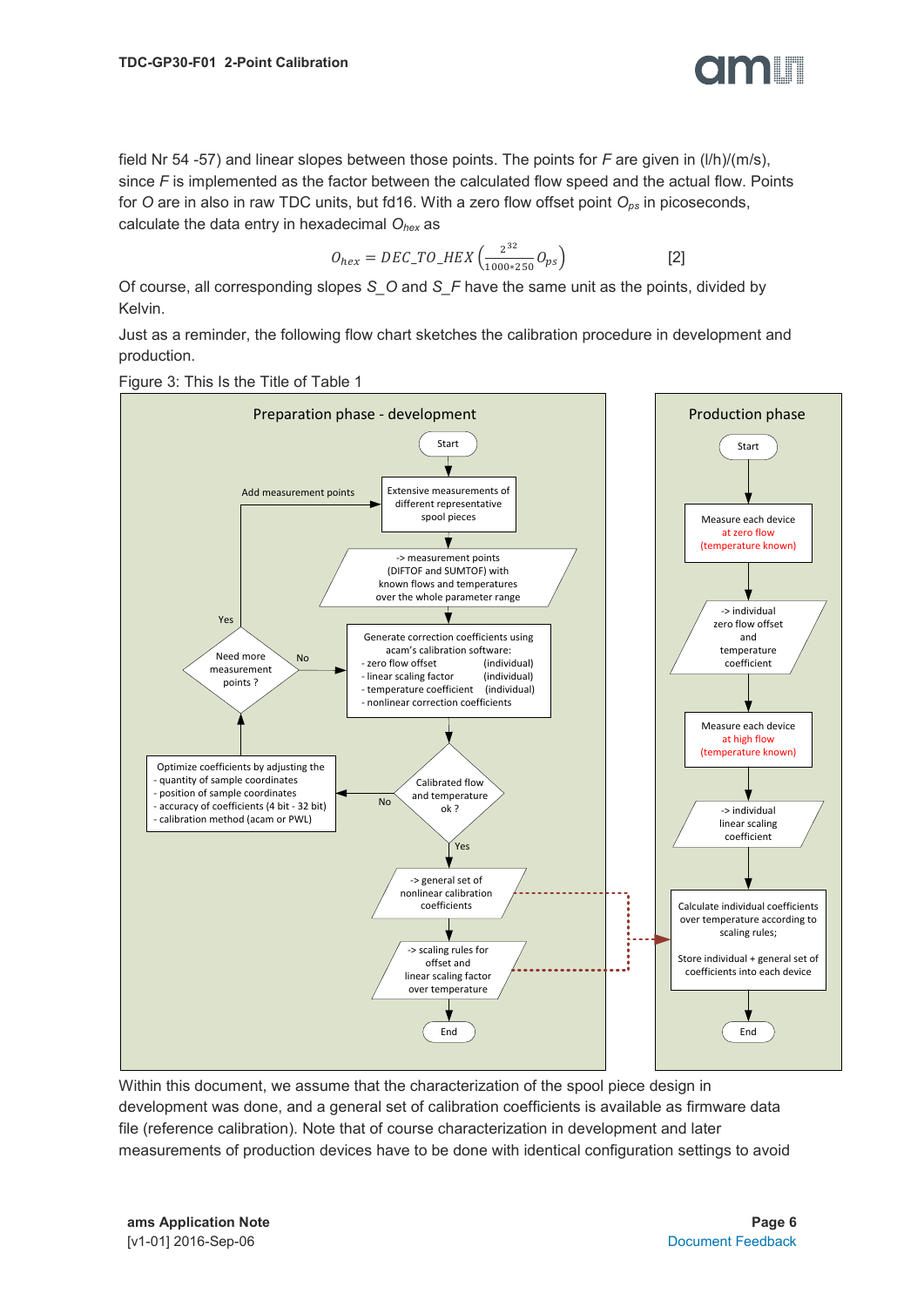field Nr 54 -57) and linear slopes between those points. The points for *F* are given in (l/h)/(m/s), since *F* is implemented as the factor between the calculated flow speed and the actual flow. Points for *O* are in also in raw TDC units, but fd16. With a zero flow offset point $O_{ps}$ in picoseconds, calculate the data entry in hexadecimal $O_{hex}$ as

$$O_{hex} = DEC\_TO\_HEX\left(\frac{2^{32}}{1000*250}O_{ps}\right) \qquad [2]$$

Of course, all corresponding slopes *S_O* and *S_F* have the same unit as the points, divided by Kelvin.

Just as a reminder, the following flow chart sketches the calibration procedure in development and production.

Figure 3: This Is the Title of Table 1

**Preparation phase - development**

- Start
- Extensive measurements of different representative spool pieces (Add measurement points)
- -> measurement points (DIFTOF and SUMTOF) with known flows and temperatures over the whole parameter range
- Generate correction coefficients using acam's calibration software:
  - zero flow offset (individual)
  - linear scaling factor (individual)
  - temperature coefficient (individual)
  - nonlinear correction coefficients
- Calibrated flow and temperature ok ?
  - No: Optimize coefficients by adjusting the
    - quantity of sample coordinates
    - position of sample coordinates
    - accuracy of coefficients (4 bit - 32 bit)
    - calibration method (acam or PWL)
  - Need more measurement points ? Yes: Add measurement points; No: Generate correction coefficients
  - Yes: -> general set of nonlinear calibration coefficients
- -> scaling rules for offset and linear scaling factor over temperature
- End

**Production phase**

- Start
- Measure each device at zero flow (temperature known)
- -> individual zero flow offset and temperature coefficient
- Measure each device at high flow (temperature known)
- -> individual linear scaling coefficient
- Calculate individual coefficients over temperature according to scaling rules; Store individual + general set of coefficients into each device
- End

Within this document, we assume that the characterization of the spool piece design in development was done, and a general set of calibration coefficients is available as firmware data file (reference calibration). Note that of course characterization in development and later measurements of production devices have to be done with identical configuration settings to avoid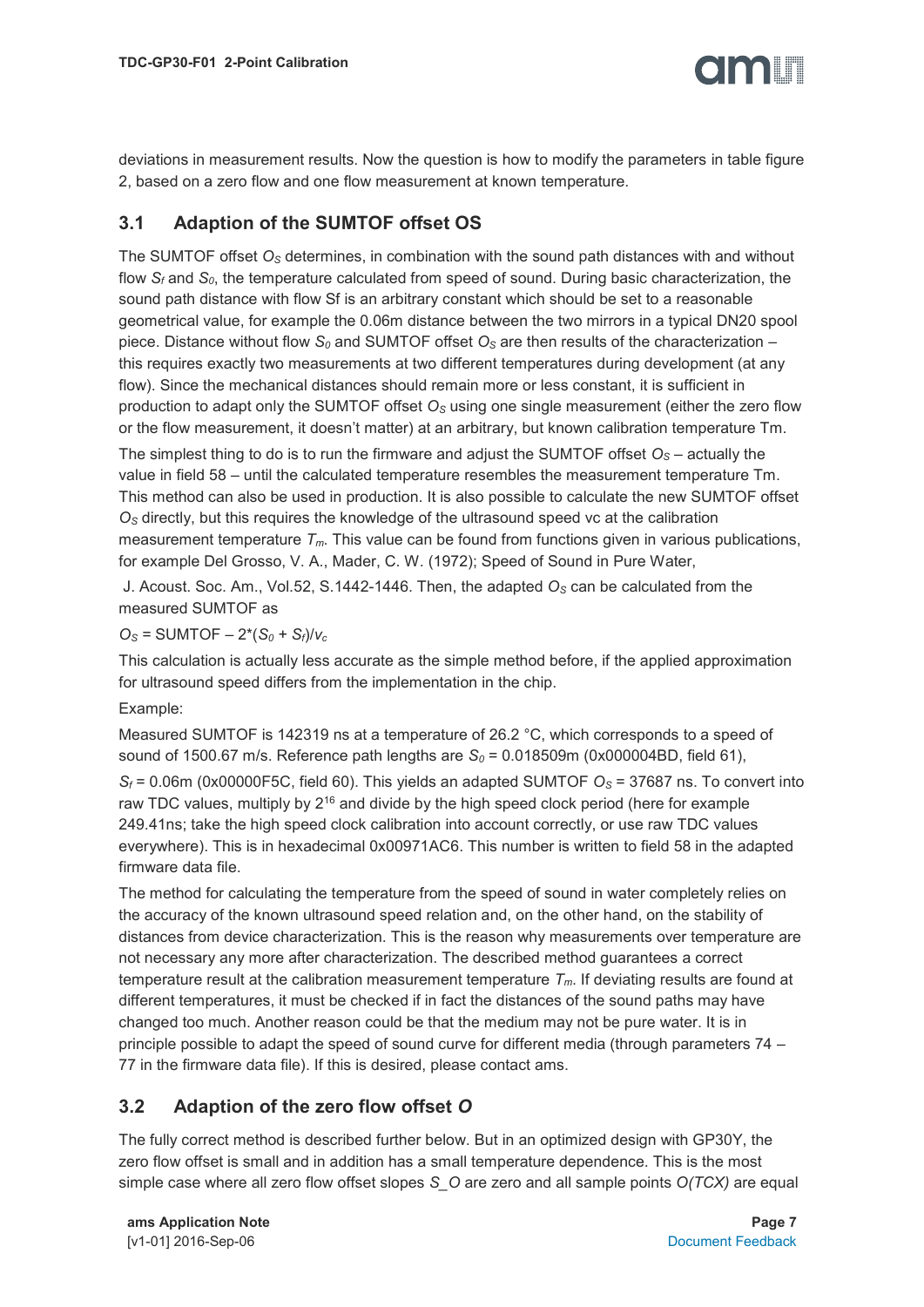deviations in measurement results. Now the question is how to modify the parameters in table figure 2, based on a zero flow and one flow measurement at known temperature.

## 3.1 Adaption of the SUMTOF offset OS

The SUMTOF offset $O_S$ determines, in combination with the sound path distances with and without flow $S_f$ and $S_0$, the temperature calculated from speed of sound. During basic characterization, the sound path distance with flow Sf is an arbitrary constant which should be set to a reasonable geometrical value, for example the 0.06m distance between the two mirrors in a typical DN20 spool piece. Distance without flow $S_0$ and SUMTOF offset $O_S$ are then results of the characterization – this requires exactly two measurements at two different temperatures during development (at any flow). Since the mechanical distances should remain more or less constant, it is sufficient in production to adapt only the SUMTOF offset $O_S$ using one single measurement (either the zero flow or the flow measurement, it doesn't matter) at an arbitrary, but known calibration temperature Tm.

The simplest thing to do is to run the firmware and adjust the SUMTOF offset $O_S$ – actually the value in field 58 – until the calculated temperature resembles the measurement temperature Tm. This method can also be used in production. It is also possible to calculate the new SUMTOF offset $O_S$ directly, but this requires the knowledge of the ultrasound speed vc at the calibration measurement temperature $T_m$. This value can be found from functions given in various publications, for example Del Grosso, V. A., Mader, C. W. (1972); Speed of Sound in Pure Water, J. Acoust. Soc. Am., Vol.52, S.1442-1446. Then, the adapted $O_S$ can be calculated from the measured SUMTOF as

$O_S$ = SUMTOF – $2*(S_0 + S_f)/v_c$

This calculation is actually less accurate as the simple method before, if the applied approximation for ultrasound speed differs from the implementation in the chip.

Example:

Measured SUMTOF is 142319 ns at a temperature of 26.2 °C, which corresponds to a speed of sound of 1500.67 m/s. Reference path lengths are $S_0$ = 0.018509m (0x000004BD, field 61), $S_f$ = 0.06m (0x00000F5C, field 60). This yields an adapted SUMTOF $O_S$ = 37687 ns. To convert into raw TDC values, multiply by $2^{16}$ and divide by the high speed clock period (here for example 249.41ns; take the high speed clock calibration into account correctly, or use raw TDC values everywhere). This is in hexadecimal 0x00971AC6. This number is written to field 58 in the adapted firmware data file.

The method for calculating the temperature from the speed of sound in water completely relies on the accuracy of the known ultrasound speed relation and, on the other hand, on the stability of distances from device characterization. This is the reason why measurements over temperature are not necessary any more after characterization. The described method guarantees a correct temperature result at the calibration measurement temperature $T_m$. If deviating results are found at different temperatures, it must be checked if in fact the distances of the sound paths may have changed too much. Another reason could be that the medium may not be pure water. It is in principle possible to adapt the speed of sound curve for different media (through parameters 74 – 77 in the firmware data file). If this is desired, please contact ams.

## 3.2 Adaption of the zero flow offset *O*

The fully correct method is described further below. But in an optimized design with GP30Y, the zero flow offset is small and in addition has a small temperature dependence. This is the most simple case where all zero flow offset slopes *S_O* are zero and all sample points *O(TCX)* are equal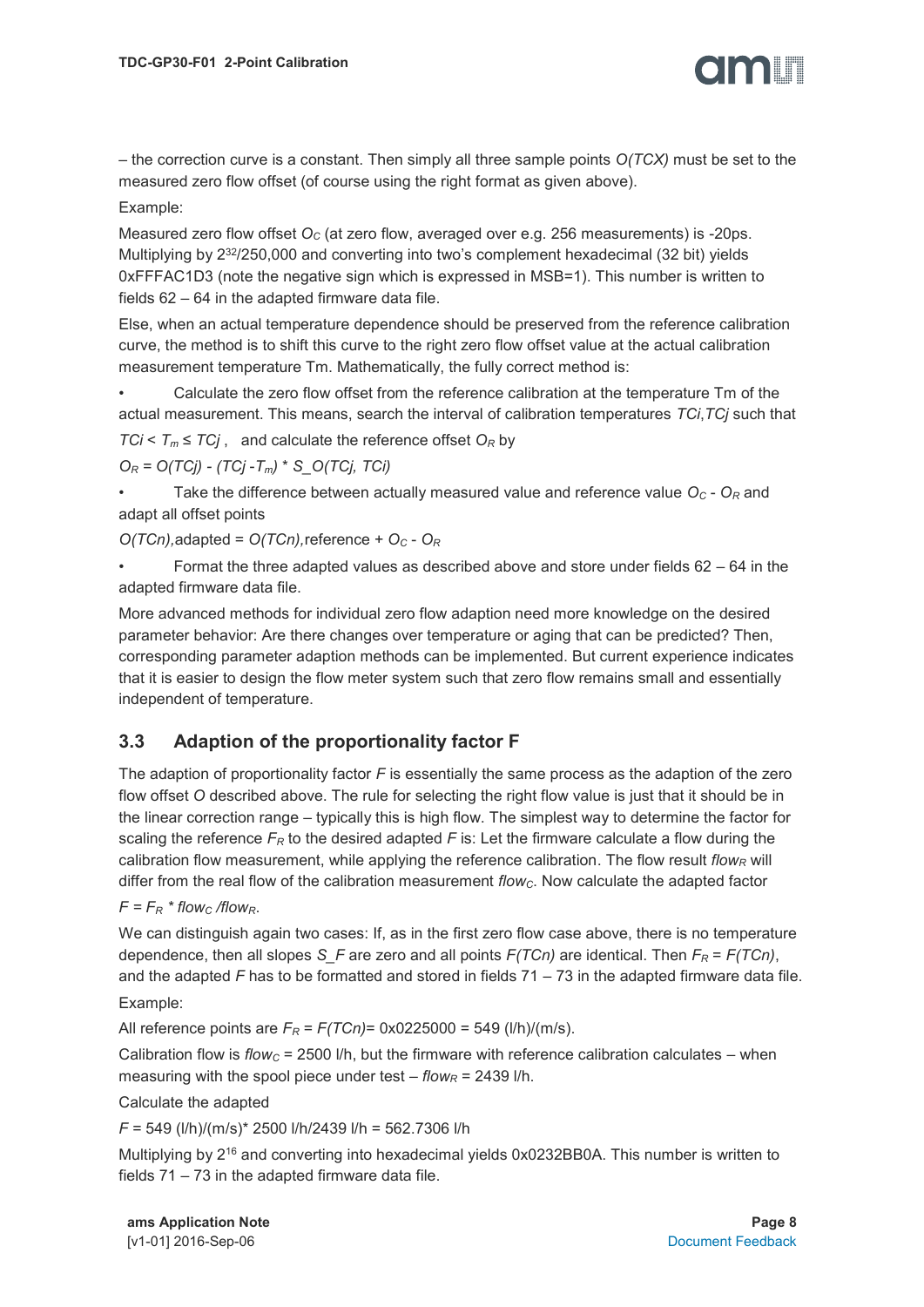– the correction curve is a constant. Then simply all three sample points *O(TCX)* must be set to the measured zero flow offset (of course using the right format as given above).

Example:

Measured zero flow offset $O_C$ (at zero flow, averaged over e.g. 256 measurements) is -20ps. Multiplying by $2^{32}/250{,}000$ and converting into two's complement hexadecimal (32 bit) yields 0xFFFAC1D3 (note the negative sign which is expressed in MSB=1). This number is written to fields 62 – 64 in the adapted firmware data file.

Else, when an actual temperature dependence should be preserved from the reference calibration curve, the method is to shift this curve to the right zero flow offset value at the actual calibration measurement temperature Tm. Mathematically, the fully correct method is:

- Calculate the zero flow offset from the reference calibration at the temperature Tm of the actual measurement. This means, search the interval of calibration temperatures *TCi*,*TCj* such that

$TCi < T_m \leq TCj$ , and calculate the reference offset $O_R$ by

$O_R = O(TCj) - (TCj - T_m) * S\_O(TCj, TCi)$

- Take the difference between actually measured value and reference value $O_C - O_R$ and adapt all offset points

$O(TCn)$,adapted = $O(TCn)$,reference + $O_C - O_R$

- Format the three adapted values as described above and store under fields 62 – 64 in the adapted firmware data file.

More advanced methods for individual zero flow adaption need more knowledge on the desired parameter behavior: Are there changes over temperature or aging that can be predicted? Then, corresponding parameter adaption methods can be implemented. But current experience indicates that it is easier to design the flow meter system such that zero flow remains small and essentially independent of temperature.

## 3.3 Adaption of the proportionality factor F

The adaption of proportionality factor *F* is essentially the same process as the adaption of the zero flow offset *O* described above. The rule for selecting the right flow value is just that it should be in the linear correction range – typically this is high flow. The simplest way to determine the factor for scaling the reference $F_R$ to the desired adapted *F* is: Let the firmware calculate a flow during the calibration flow measurement, while applying the reference calibration. The flow result $flow_R$ will differ from the real flow of the calibration measurement $flow_C$. Now calculate the adapted factor

$F = F_R * flow_C / flow_R$.

We can distinguish again two cases: If, as in the first zero flow case above, there is no temperature dependence, then all slopes *S_F* are zero and all points *F(TCn)* are identical. Then $F_R = F(TCn)$, and the adapted *F* has to be formatted and stored in fields 71 – 73 in the adapted firmware data file.

Example:

All reference points are $F_R = F(TCn)$= 0x0225000 = 549 (l/h)/(m/s).

Calibration flow is $flow_C$ = 2500 l/h, but the firmware with reference calibration calculates – when measuring with the spool piece under test – $flow_R$ = 2439 l/h.

Calculate the adapted

*F* = 549 (l/h)/(m/s)* 2500 l/h/2439 l/h = 562.7306 l/h

Multiplying by $2^{16}$ and converting into hexadecimal yields 0x0232BB0A. This number is written to fields 71 – 73 in the adapted firmware data file.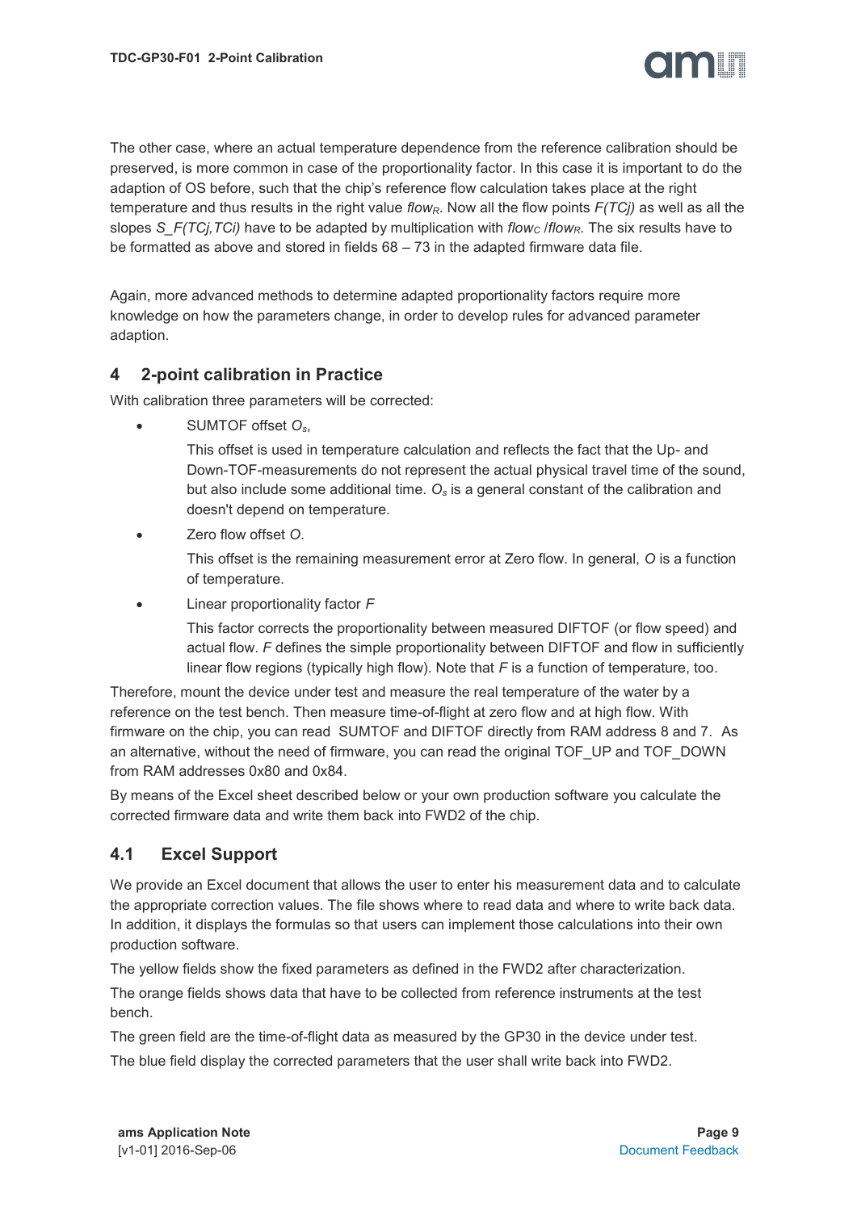The other case, where an actual temperature dependence from the reference calibration should be preserved, is more common in case of the proportionality factor. In this case it is important to do the adaption of OS before, such that the chip's reference flow calculation takes place at the right temperature and thus results in the right value $flow_R$. Now all the flow points $F(TCj)$ as well as all the slopes $S\_F(TCj,TCi)$ have to be adapted by multiplication with $flow_C / flow_R$. The six results have to be formatted as above and stored in fields 68 – 73 in the adapted firmware data file.

Again, more advanced methods to determine adapted proportionality factors require more knowledge on how the parameters change, in order to develop rules for advanced parameter adaption.

## 4 2-point calibration in Practice

With calibration three parameters will be corrected:

- SUMTOF offset $O_s$,

  This offset is used in temperature calculation and reflects the fact that the Up- and Down-TOF-measurements do not represent the actual physical travel time of the sound, but also include some additional time. $O_s$ is a general constant of the calibration and doesn't depend on temperature.

- Zero flow offset $O$.

  This offset is the remaining measurement error at Zero flow. In general, $O$ is a function of temperature.

- Linear proportionality factor $F$

  This factor corrects the proportionality between measured DIFTOF (or flow speed) and actual flow. $F$ defines the simple proportionality between DIFTOF and flow in sufficiently linear flow regions (typically high flow). Note that $F$ is a function of temperature, too.

Therefore, mount the device under test and measure the real temperature of the water by a reference on the test bench. Then measure time-of-flight at zero flow and at high flow. With firmware on the chip, you can read SUMTOF and DIFTOF directly from RAM address 8 and 7. As an alternative, without the need of firmware, you can read the original TOF_UP and TOF_DOWN from RAM addresses 0x80 and 0x84.

By means of the Excel sheet described below or your own production software you calculate the corrected firmware data and write them back into FWD2 of the chip.

### 4.1 Excel Support

We provide an Excel document that allows the user to enter his measurement data and to calculate the appropriate correction values. The file shows where to read data and where to write back data. In addition, it displays the formulas so that users can implement those calculations into their own production software.

The yellow fields show the fixed parameters as defined in the FWD2 after characterization.

The orange fields shows data that have to be collected from reference instruments at the test bench.

The green field are the time-of-flight data as measured by the GP30 in the device under test.

The blue field display the corrected parameters that the user shall write back into FWD2.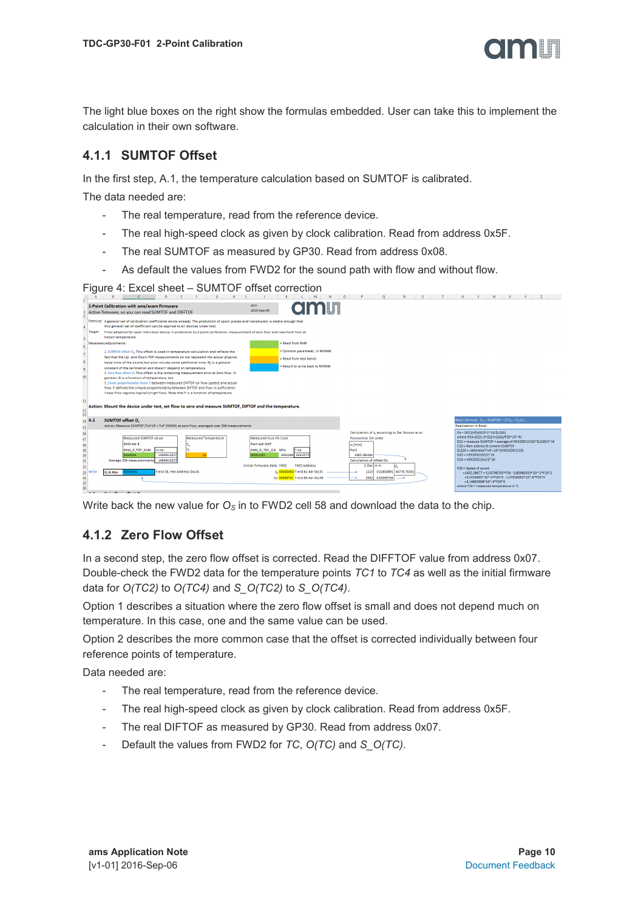The light blue boxes on the right show the formulas embedded. User can take this to implement the calculation in their own software.

### 4.1.1 SUMTOF Offset

In the first step, A.1, the temperature calculation based on SUMTOF is calibrated.

The data needed are:

- The real temperature, read from the reference device.
- The real high-speed clock as given by clock calibration. Read from address 0x5F.
- The real SUMTOF as measured by GP30. Read from address 0x08.
- As default the values from FWD2 for the sound path with flow and without flow.

Figure 4: Excel sheet – SUMTOF offset correction

Write back the new value for $O_S$ in to FWD2 cell 58 and download the data to the chip.

### 4.1.2 Zero Flow Offset

In a second step, the zero flow offset is corrected. Read the DIFFTOF value from address 0x07. Double-check the FWD2 data for the temperature points *TC1* to *TC4* as well as the initial firmware data for *O(TC2)* to *O(TC4)* and *S_O(TC2)* to *S_O(TC4)*.

Option 1 describes a situation where the zero flow offset is small and does not depend much on temperature. In this case, one and the same value can be used.

Option 2 describes the more common case that the offset is corrected individually between four reference points of temperature.

Data needed are:

- The real temperature, read from the reference device.
- The real high-speed clock as given by clock calibration. Read from address 0x5F.
- The real DIFTOF as measured by GP30. Read from address 0x07.
- Default the values from FWD2 for *TC*, *O(TC)* and *S_O(TC)*.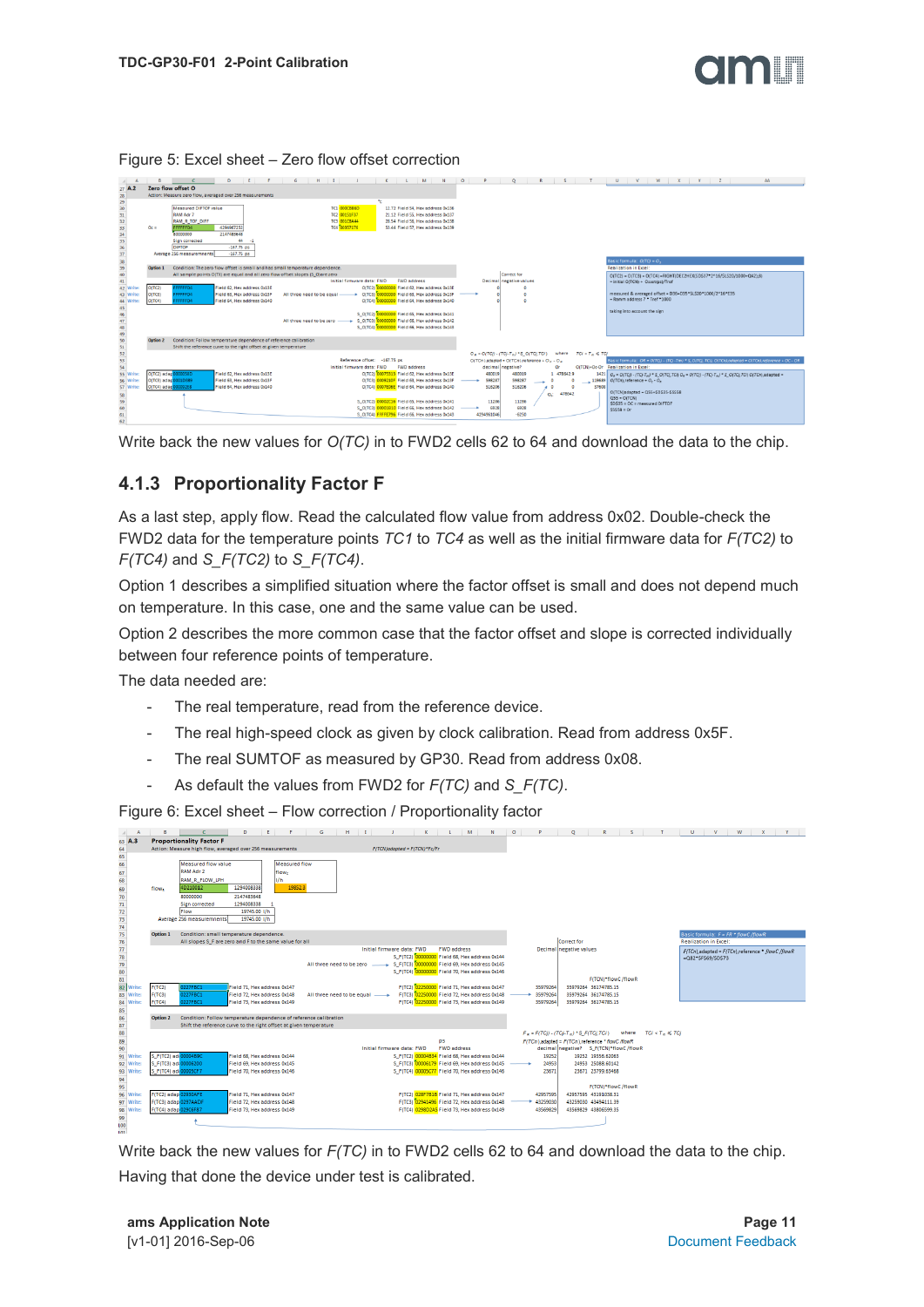Figure 5: Excel sheet – Zero flow offset correction

Write back the new values for *O(TC)* in to FWD2 cells 62 to 64 and download the data to the chip.

### 4.1.3 Proportionality Factor F

As a last step, apply flow. Read the calculated flow value from address 0x02. Double-check the FWD2 data for the temperature points *TC1* to *TC4* as well as the initial firmware data for *F(TC2)* to *F(TC4)* and *S_F(TC2)* to *S_F(TC4)*.

Option 1 describes a simplified situation where the factor offset is small and does not depend much on temperature. In this case, one and the same value can be used.

Option 2 describes the more common case that the factor offset and slope is corrected individually between four reference points of temperature.

The data needed are:

- The real temperature, read from the reference device.
- The real high-speed clock as given by clock calibration. Read from address 0x5F.
- The real SUMTOF as measured by GP30. Read from address 0x08.
- As default the values from FWD2 for *F(TC)* and *S_F(TC)*.

Figure 6: Excel sheet – Flow correction / Proportionality factor

Write back the new values for *F(TC)* in to FWD2 cells 62 to 64 and download the data to the chip.

Having that done the device under test is calibrated.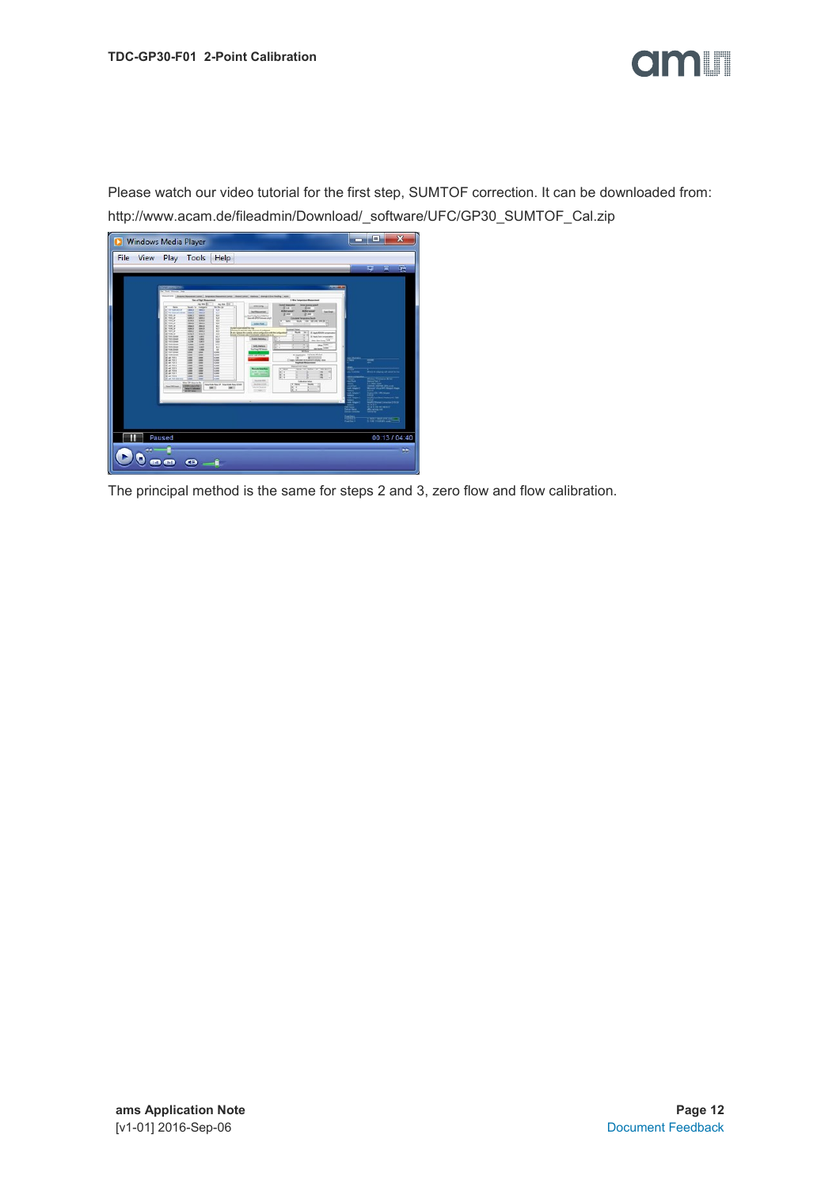Please watch our video tutorial for the first step, SUMTOF correction. It can be downloaded from: http://www.acam.de/fileadmin/Download/_software/UFC/GP30_SUMTOF_Cal.zip

The principal method is the same for steps 2 and 3, zero flow and flow calibration.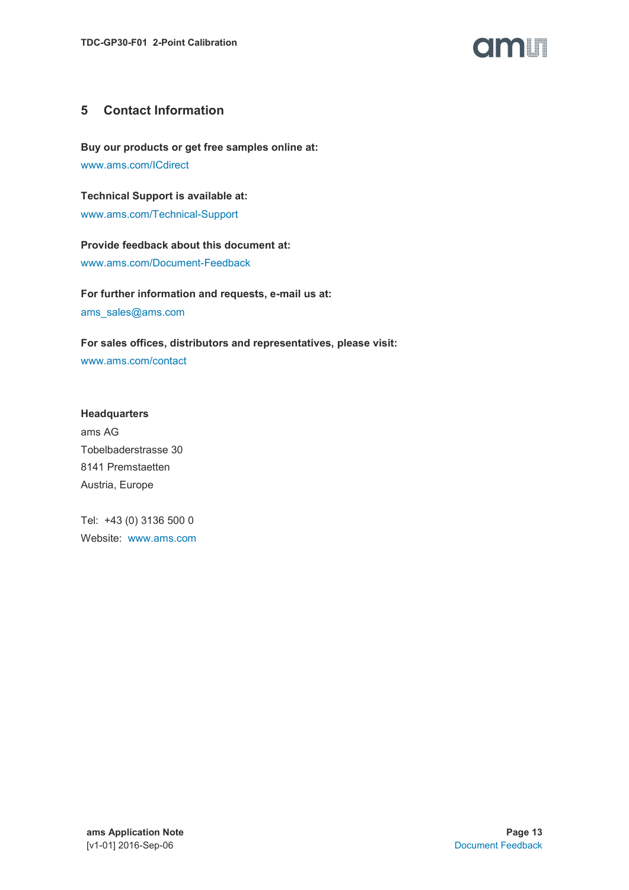# 5 Contact Information

**Buy our products or get free samples online at:**

www.ams.com/ICdirect

**Technical Support is available at:**

www.ams.com/Technical-Support

**Provide feedback about this document at:**

www.ams.com/Document-Feedback

**For further information and requests, e-mail us at:**

ams_sales@ams.com

**For sales offices, distributors and representatives, please visit:**

www.ams.com/contact

**Headquarters**

ams AG
Tobelbaderstrasse 30
8141 Premstaetten
Austria, Europe

Tel: +43 (0) 3136 500 0
Website: www.ams.com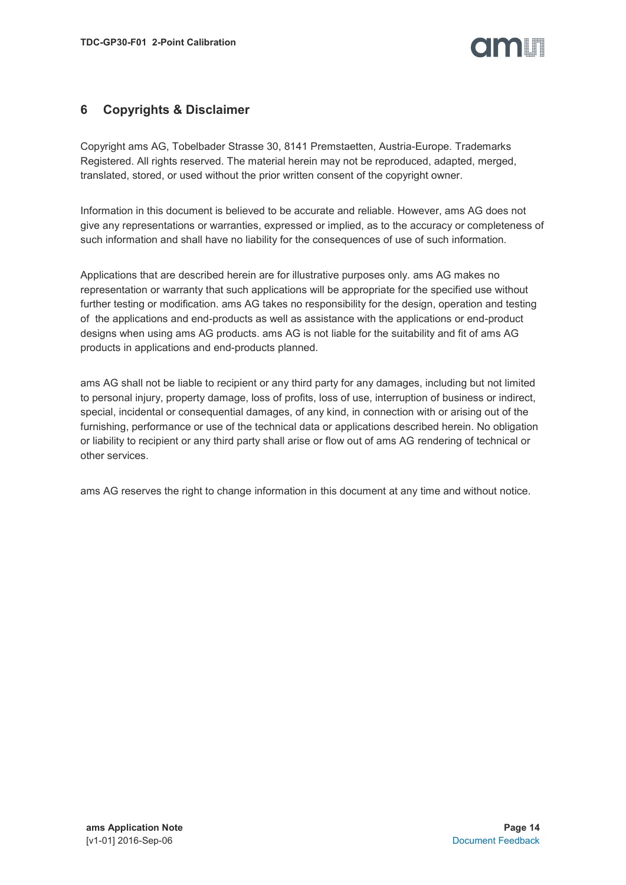## 6 Copyrights & Disclaimer

Copyright ams AG, Tobelbader Strasse 30, 8141 Premstaetten, Austria-Europe. Trademarks Registered. All rights reserved. The material herein may not be reproduced, adapted, merged, translated, stored, or used without the prior written consent of the copyright owner.

Information in this document is believed to be accurate and reliable. However, ams AG does not give any representations or warranties, expressed or implied, as to the accuracy or completeness of such information and shall have no liability for the consequences of use of such information.

Applications that are described herein are for illustrative purposes only. ams AG makes no representation or warranty that such applications will be appropriate for the specified use without further testing or modification. ams AG takes no responsibility for the design, operation and testing of the applications and end-products as well as assistance with the applications or end-product designs when using ams AG products. ams AG is not liable for the suitability and fit of ams AG products in applications and end-products planned.

ams AG shall not be liable to recipient or any third party for any damages, including but not limited to personal injury, property damage, loss of profits, loss of use, interruption of business or indirect, special, incidental or consequential damages, of any kind, in connection with or arising out of the furnishing, performance or use of the technical data or applications described herein. No obligation or liability to recipient or any third party shall arise or flow out of ams AG rendering of technical or other services.

ams AG reserves the right to change information in this document at any time and without notice.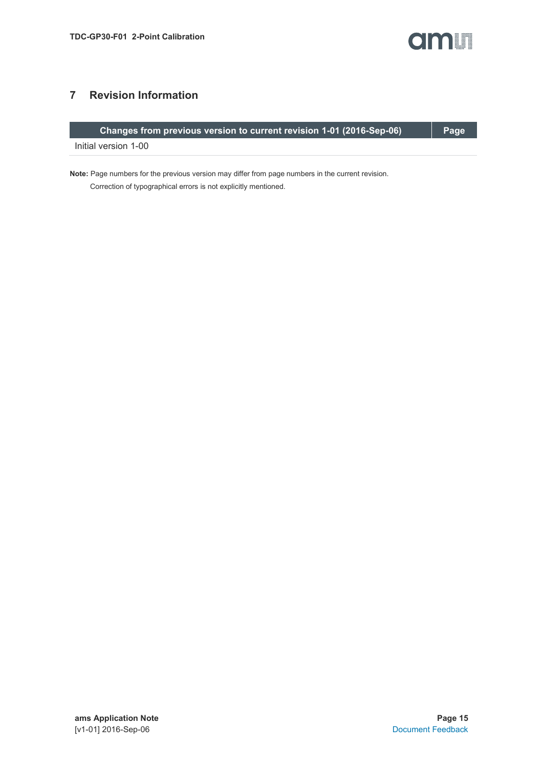# 7 Revision Information

| Changes from previous version to current revision 1-01 (2016-Sep-06) | Page |
| --- | --- |
| Initial version 1-00 | |

**Note:** Page numbers for the previous version may differ from page numbers in the current revision.

Correction of typographical errors is not explicitly mentioned.